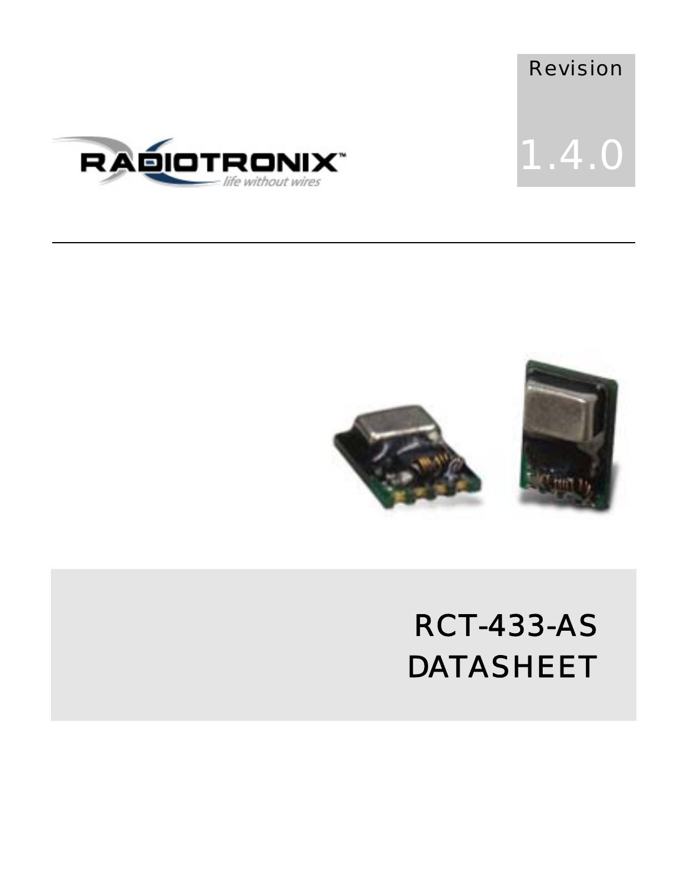Revision

1.4.0

RADIOTRONIX™
life without wires

# RCT-433-AS DATASHEET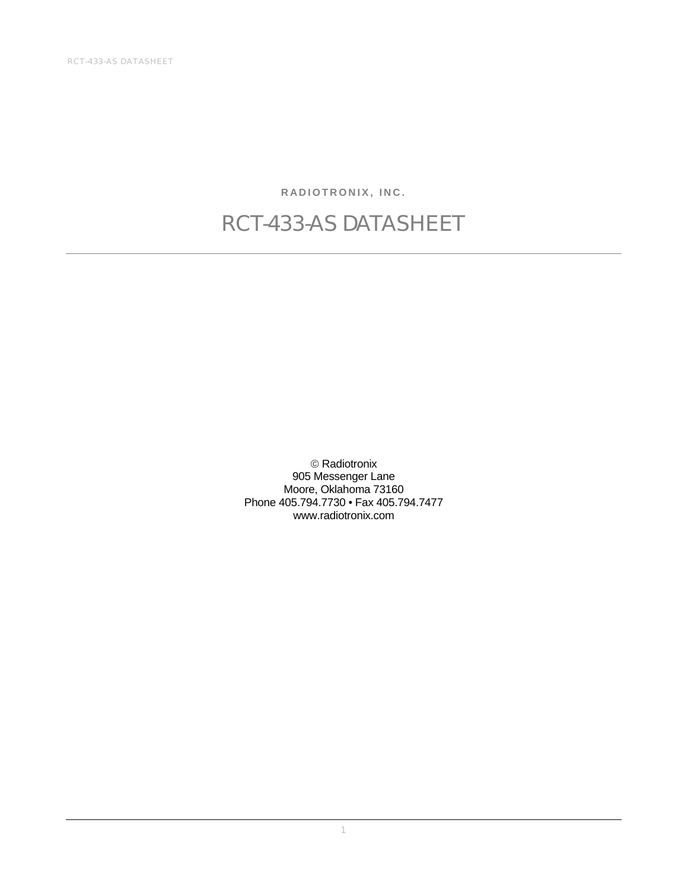**RADIOTRONIX, INC.**

# RCT-433-AS DATASHEET

---

© Radiotronix
905 Messenger Lane
Moore, Oklahoma 73160
Phone 405.794.7730 • Fax 405.794.7477
www.radiotronix.com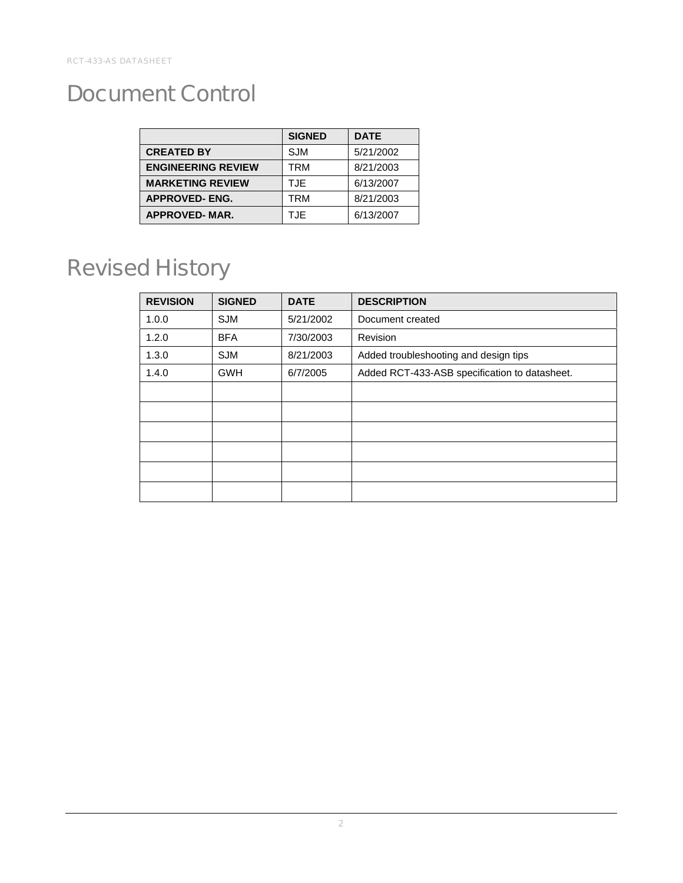# Document Control

| | SIGNED | DATE |
|---|---|---|
| **CREATED BY** | SJM | 5/21/2002 |
| **ENGINEERING REVIEW** | TRM | 8/21/2003 |
| **MARKETING REVIEW** | TJE | 6/13/2007 |
| **APPROVED- ENG.** | TRM | 8/21/2003 |
| **APPROVED- MAR.** | TJE | 6/13/2007 |

# Revised History

| REVISION | SIGNED | DATE | DESCRIPTION |
|---|---|---|---|
| 1.0.0 | SJM | 5/21/2002 | Document created |
| 1.2.0 | BFA | 7/30/2003 | Revision |
| 1.3.0 | SJM | 8/21/2003 | Added troubleshooting and design tips |
| 1.4.0 | GWH | 6/7/2005 | Added RCT-433-ASB specification to datasheet. |
| | | | |
| | | | |
| | | | |
| | | | |
| | | | |
| | | | |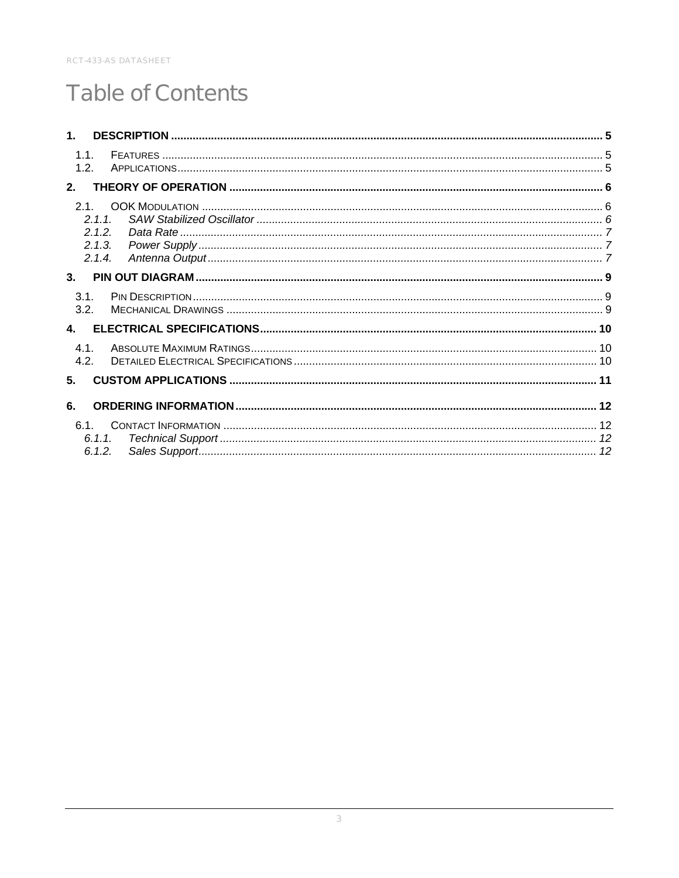# Table of Contents

**1. DESCRIPTION ........................................................ 5**

1.1. FEATURES ........................................................ 5
1.2. APPLICATIONS ........................................................ 5

**2. THEORY OF OPERATION ........................................................ 6**

2.1. OOK MODULATION ........................................................ 6
*2.1.1. SAW Stabilized Oscillator ........................................................ 6*
*2.1.2. Data Rate ........................................................ 7*
*2.1.3. Power Supply ........................................................ 7*
*2.1.4. Antenna Output ........................................................ 7*

**3. PIN OUT DIAGRAM ........................................................ 9**

3.1. PIN DESCRIPTION ........................................................ 9
3.2. MECHANICAL DRAWINGS ........................................................ 9

**4. ELECTRICAL SPECIFICATIONS ........................................................ 10**

4.1. ABSOLUTE MAXIMUM RATINGS ........................................................ 10
4.2. DETAILED ELECTRICAL SPECIFICATIONS ........................................................ 10

**5. CUSTOM APPLICATIONS ........................................................ 11**

**6. ORDERING INFORMATION ........................................................ 12**

6.1. CONTACT INFORMATION ........................................................ 12
*6.1.1. Technical Support ........................................................ 12*
*6.1.2. Sales Support ........................................................ 12*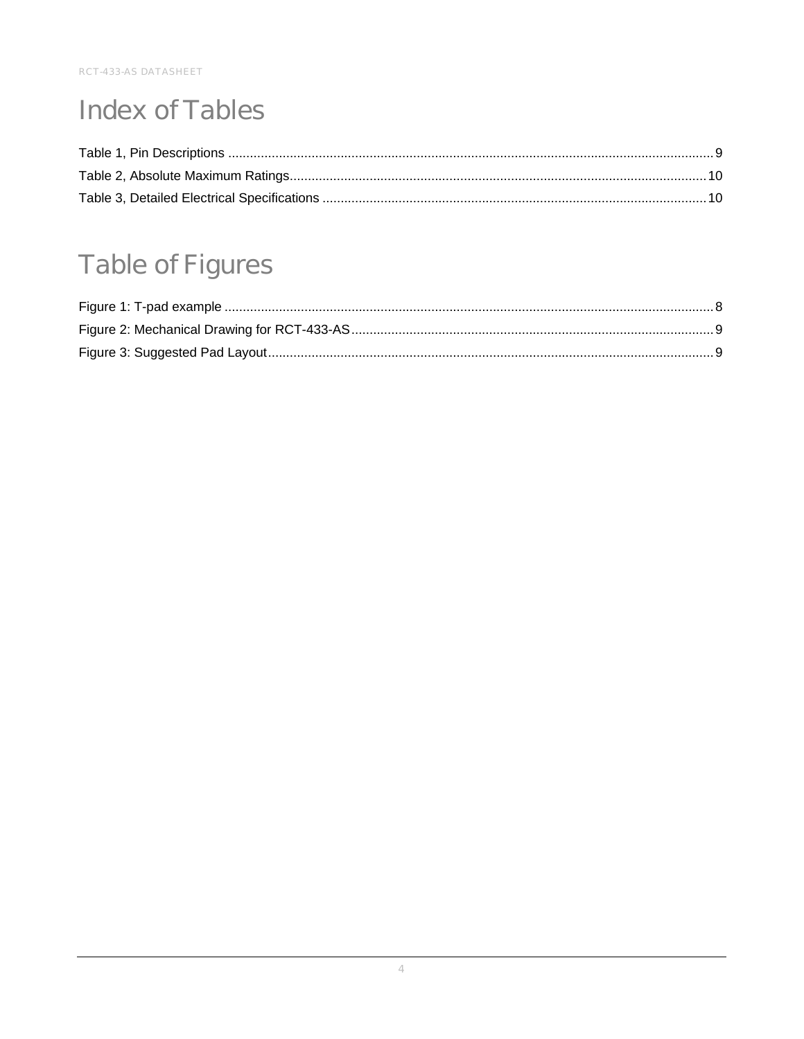# Index of Tables

Table 1, Pin Descriptions ..................................................................................................................................... 9

Table 2, Absolute Maximum Ratings.................................................................................................................. 10

Table 3, Detailed Electrical Specifications ......................................................................................................... 10

# Table of Figures

Figure 1: T-pad example ...................................................................................................................................... 8

Figure 2: Mechanical Drawing for RCT-433-AS ................................................................................................... 9

Figure 3: Suggested Pad Layout .......................................................................................................................... 9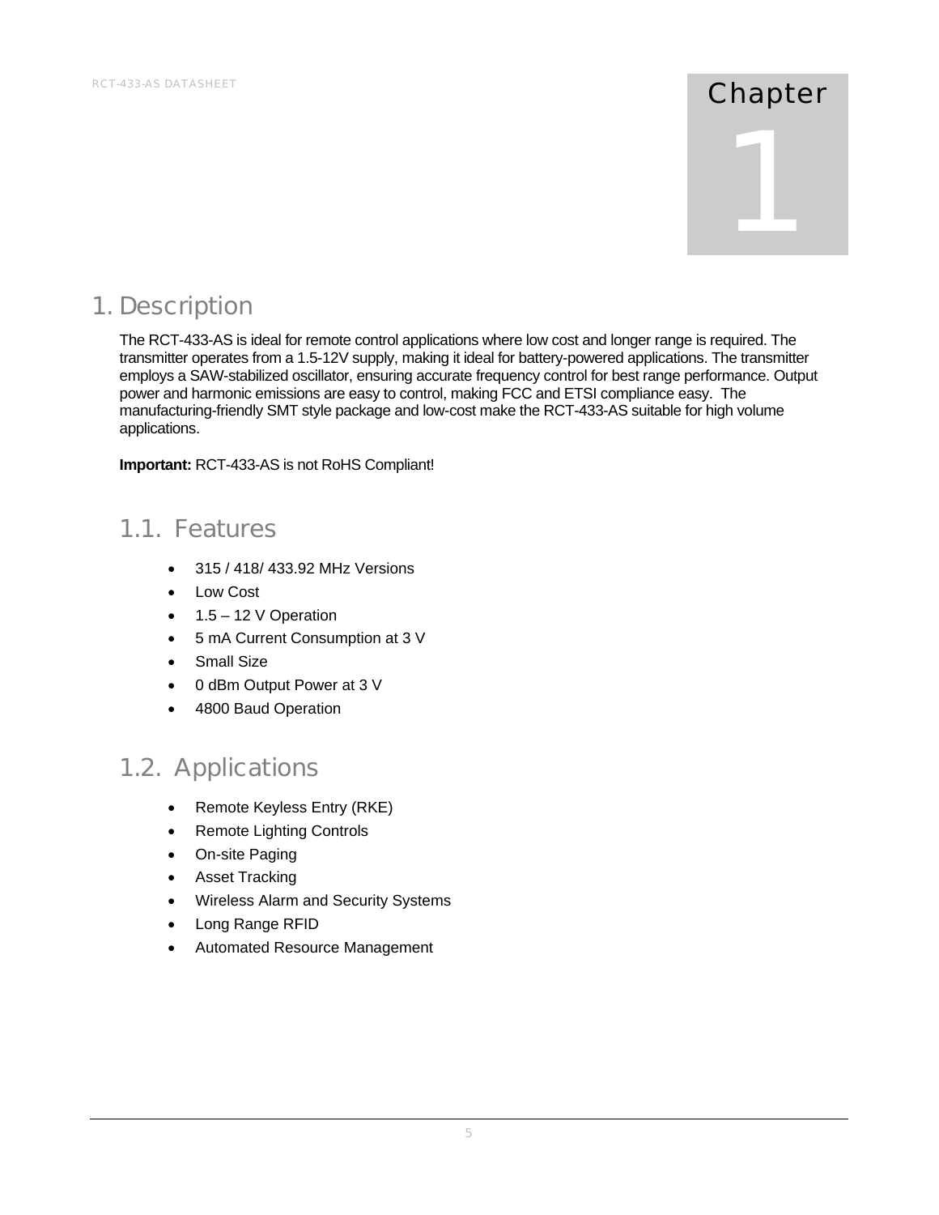# Chapter 1

# 1. Description

The RCT-433-AS is ideal for remote control applications where low cost and longer range is required. The transmitter operates from a 1.5-12V supply, making it ideal for battery-powered applications. The transmitter employs a SAW-stabilized oscillator, ensuring accurate frequency control for best range performance. Output power and harmonic emissions are easy to control, making FCC and ETSI compliance easy. The manufacturing-friendly SMT style package and low-cost make the RCT-433-AS suitable for high volume applications.

**Important:** RCT-433-AS is not RoHS Compliant!

## 1.1. Features

- 315 / 418/ 433.92 MHz Versions
- Low Cost
- 1.5 – 12 V Operation
- 5 mA Current Consumption at 3 V
- Small Size
- 0 dBm Output Power at 3 V
- 4800 Baud Operation

## 1.2. Applications

- Remote Keyless Entry (RKE)
- Remote Lighting Controls
- On-site Paging
- Asset Tracking
- Wireless Alarm and Security Systems
- Long Range RFID
- Automated Resource Management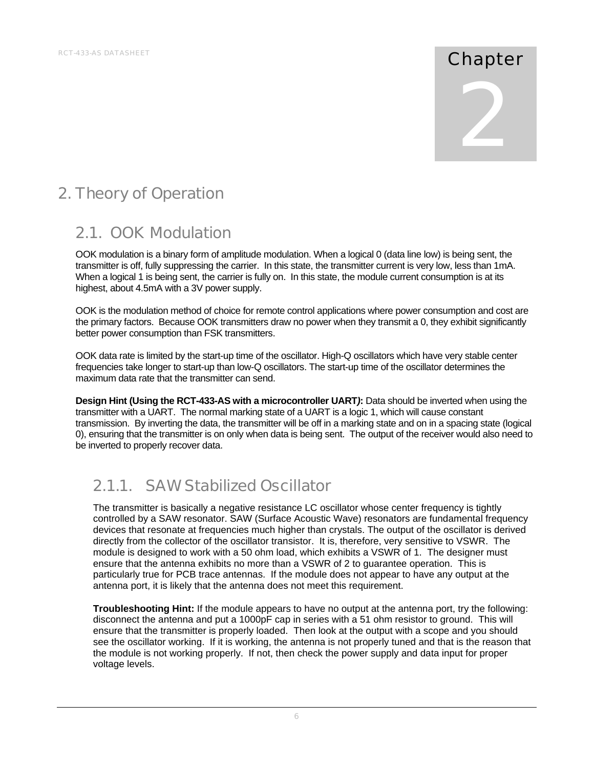# Chapter 2

# 2. Theory of Operation

## 2.1. OOK Modulation

OOK modulation is a binary form of amplitude modulation. When a logical 0 (data line low) is being sent, the transmitter is off, fully suppressing the carrier. In this state, the transmitter current is very low, less than 1mA. When a logical 1 is being sent, the carrier is fully on. In this state, the module current consumption is at its highest, about 4.5mA with a 3V power supply.

OOK is the modulation method of choice for remote control applications where power consumption and cost are the primary factors. Because OOK transmitters draw no power when they transmit a 0, they exhibit significantly better power consumption than FSK transmitters.

OOK data rate is limited by the start-up time of the oscillator. High-Q oscillators which have very stable center frequencies take longer to start-up than low-Q oscillators. The start-up time of the oscillator determines the maximum data rate that the transmitter can send.

**Design Hint (Using the RCT-433-AS with a microcontroller UART):** Data should be inverted when using the transmitter with a UART. The normal marking state of a UART is a logic 1, which will cause constant transmission. By inverting the data, the transmitter will be off in a marking state and on in a spacing state (logical 0), ensuring that the transmitter is on only when data is being sent. The output of the receiver would also need to be inverted to properly recover data.

### 2.1.1. SAW Stabilized Oscillator

The transmitter is basically a negative resistance LC oscillator whose center frequency is tightly controlled by a SAW resonator. SAW (Surface Acoustic Wave) resonators are fundamental frequency devices that resonate at frequencies much higher than crystals. The output of the oscillator is derived directly from the collector of the oscillator transistor. It is, therefore, very sensitive to VSWR. The module is designed to work with a 50 ohm load, which exhibits a VSWR of 1. The designer must ensure that the antenna exhibits no more than a VSWR of 2 to guarantee operation. This is particularly true for PCB trace antennas. If the module does not appear to have any output at the antenna port, it is likely that the antenna does not meet this requirement.

**Troubleshooting Hint:** If the module appears to have no output at the antenna port, try the following: disconnect the antenna and put a 1000pF cap in series with a 51 ohm resistor to ground. This will ensure that the transmitter is properly loaded. Then look at the output with a scope and you should see the oscillator working. If it is working, the antenna is not properly tuned and that is the reason that the module is not working properly. If not, then check the power supply and data input for proper voltage levels.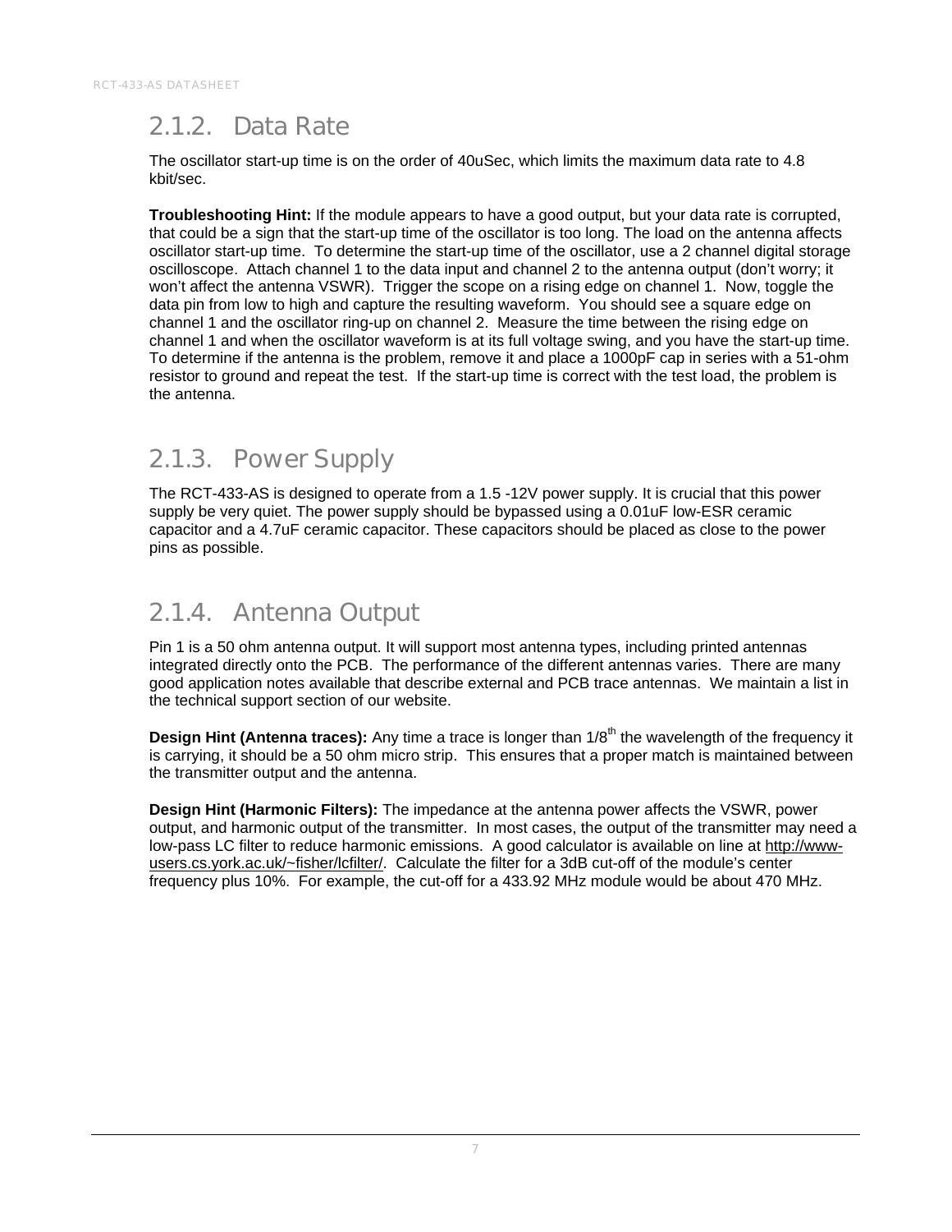### 2.1.2. Data Rate

The oscillator start-up time is on the order of 40uSec, which limits the maximum data rate to 4.8 kbit/sec.

**Troubleshooting Hint:** If the module appears to have a good output, but your data rate is corrupted, that could be a sign that the start-up time of the oscillator is too long. The load on the antenna affects oscillator start-up time. To determine the start-up time of the oscillator, use a 2 channel digital storage oscilloscope. Attach channel 1 to the data input and channel 2 to the antenna output (don't worry; it won't affect the antenna VSWR). Trigger the scope on a rising edge on channel 1. Now, toggle the data pin from low to high and capture the resulting waveform. You should see a square edge on channel 1 and the oscillator ring-up on channel 2. Measure the time between the rising edge on channel 1 and when the oscillator waveform is at its full voltage swing, and you have the start-up time. To determine if the antenna is the problem, remove it and place a 1000pF cap in series with a 51-ohm resistor to ground and repeat the test. If the start-up time is correct with the test load, the problem is the antenna.

### 2.1.3. Power Supply

The RCT-433-AS is designed to operate from a 1.5 -12V power supply. It is crucial that this power supply be very quiet. The power supply should be bypassed using a 0.01uF low-ESR ceramic capacitor and a 4.7uF ceramic capacitor. These capacitors should be placed as close to the power pins as possible.

### 2.1.4. Antenna Output

Pin 1 is a 50 ohm antenna output. It will support most antenna types, including printed antennas integrated directly onto the PCB. The performance of the different antennas varies. There are many good application notes available that describe external and PCB trace antennas. We maintain a list in the technical support section of our website.

**Design Hint (Antenna traces):** Any time a trace is longer than $1/8^{th}$ the wavelength of the frequency it is carrying, it should be a 50 ohm micro strip. This ensures that a proper match is maintained between the transmitter output and the antenna.

**Design Hint (Harmonic Filters):** The impedance at the antenna power affects the VSWR, power output, and harmonic output of the transmitter. In most cases, the output of the transmitter may need a low-pass LC filter to reduce harmonic emissions. A good calculator is available on line at http://www-users.cs.york.ac.uk/~fisher/lcfilter/. Calculate the filter for a 3dB cut-off of the module's center frequency plus 10%. For example, the cut-off for a 433.92 MHz module would be about 470 MHz.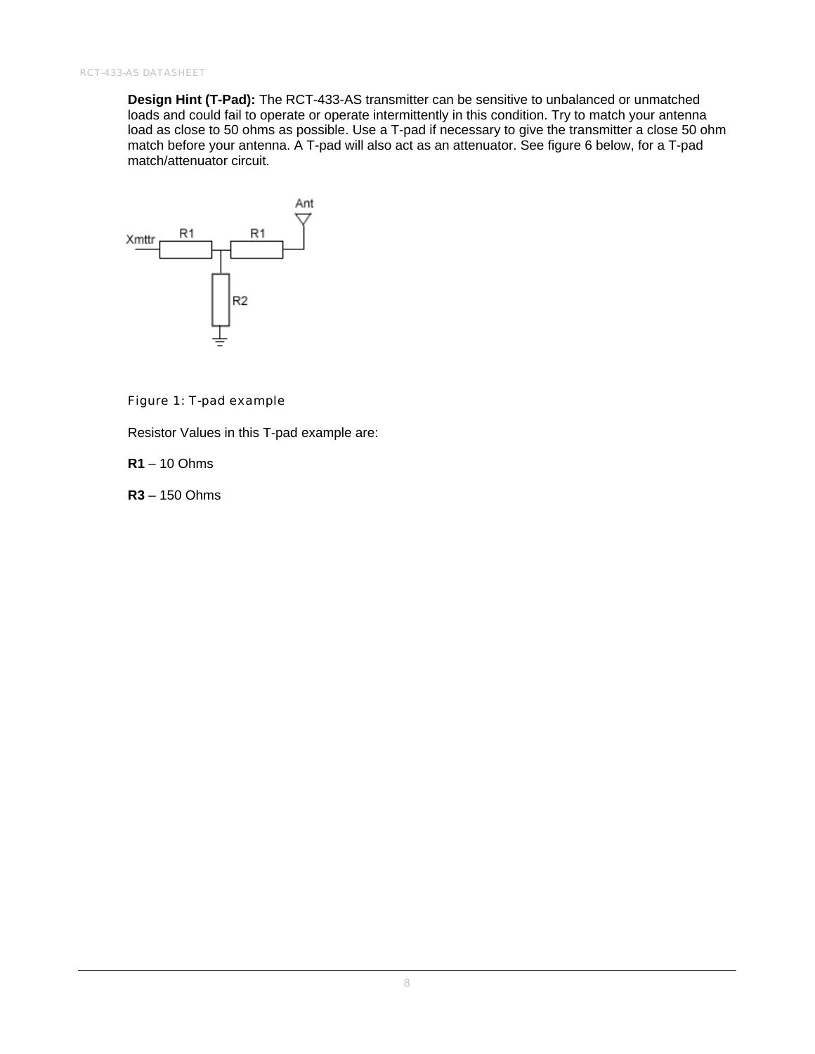**Design Hint (T-Pad):** The RCT-433-AS transmitter can be sensitive to unbalanced or unmatched loads and could fail to operate or operate intermittently in this condition. Try to match your antenna load as close to 50 ohms as possible. Use a T-pad if necessary to give the transmitter a close 50 ohm match before your antenna. A T-pad will also act as an attenuator. See figure 6 below, for a T-pad match/attenuator circuit.

Figure 1: T-pad example

Resistor Values in this T-pad example are:

**R1** – 10 Ohms

**R3** – 150 Ohms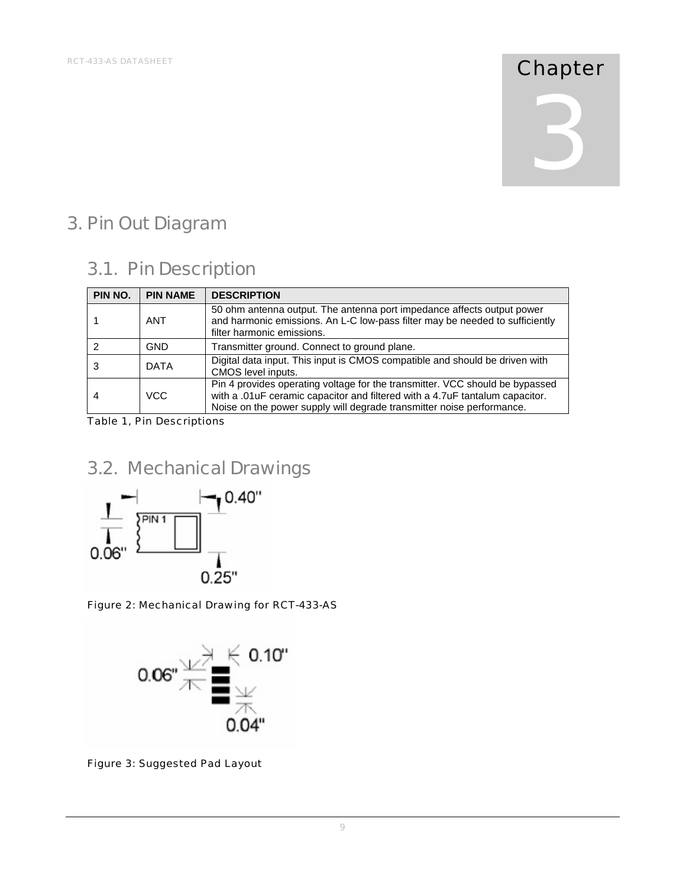# Chapter 3

# 3. Pin Out Diagram

## 3.1. Pin Description

| PIN NO. | PIN NAME | DESCRIPTION |
|---|---|---|
| 1 | ANT | 50 ohm antenna output. The antenna port impedance affects output power and harmonic emissions. An L-C low-pass filter may be needed to sufficiently filter harmonic emissions. |
| 2 | GND | Transmitter ground. Connect to ground plane. |
| 3 | DATA | Digital data input. This input is CMOS compatible and should be driven with CMOS level inputs. |
| 4 | VCC | Pin 4 provides operating voltage for the transmitter. VCC should be bypassed with a .01uF ceramic capacitor and filtered with a 4.7uF tantalum capacitor. Noise on the power supply will degrade transmitter noise performance. |

Table 1, Pin Descriptions

## 3.2. Mechanical Drawings

0.40" 0.06" PIN 1 0.25"

Figure 2: Mechanical Drawing for RCT-433-AS

0.06" 0.10" 0.04"

Figure 3: Suggested Pad Layout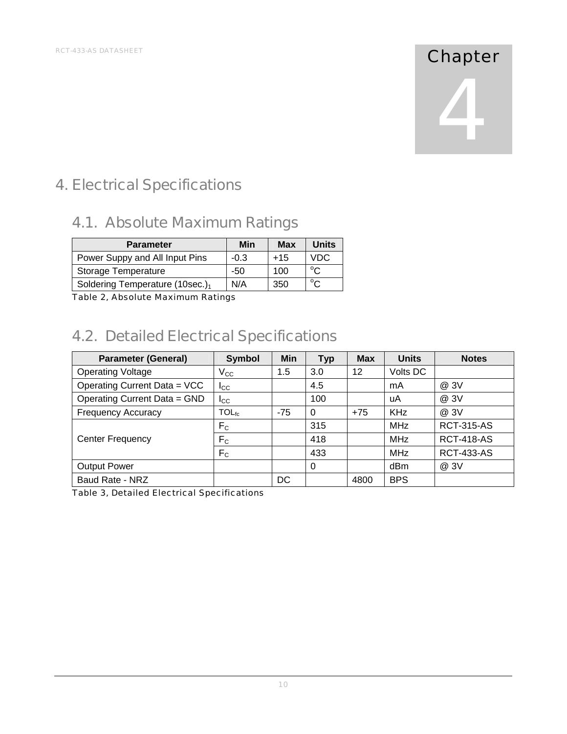Chapter

4

# 4. Electrical Specifications

## 4.1. Absolute Maximum Ratings

| Parameter | Min | Max | Units |
|---|---|---|---|
| Power Suppy and All Input Pins | -0.3 | +15 | VDC |
| Storage Temperature | -50 | 100 | $^o$C |
| Soldering Temperature (10sec.)$_1$ | N/A | 350 | $^o$C |

Table 2, Absolute Maximum Ratings

## 4.2. Detailed Electrical Specifications

| Parameter (General) | Symbol | Min | Typ | Max | Units | Notes |
|---|---|---|---|---|---|---|
| Operating Voltage | $V_{CC}$ | 1.5 | 3.0 | 12 | Volts DC | |
| Operating Current Data = VCC | $I_{CC}$ | | 4.5 | | mA | @ 3V |
| Operating Current Data = GND | $I_{CC}$ | | 100 | | uA | @ 3V |
| Frequency Accuracy | $TOL_{fc}$ | -75 | 0 | +75 | KHz | @ 3V |
| Center Frequency | $F_C$ | | 315 | | MHz | RCT-315-AS |
| | $F_C$ | | 418 | | MHz | RCT-418-AS |
| | $F_C$ | | 433 | | MHz | RCT-433-AS |
| Output Power | | | 0 | | dBm | @ 3V |
| Baud Rate - NRZ | | DC | | 4800 | BPS | |

Table 3, Detailed Electrical Specifications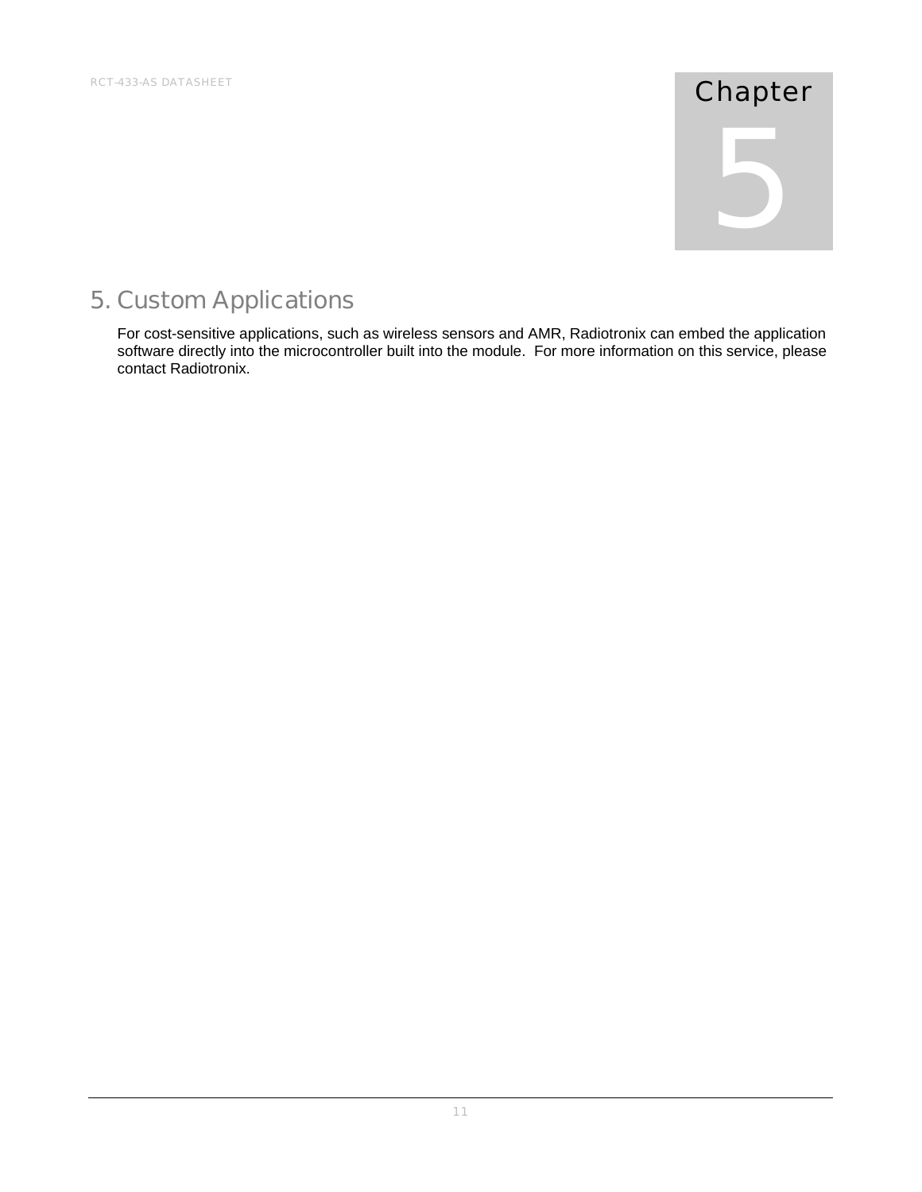# Chapter 5

## 5. Custom Applications

For cost-sensitive applications, such as wireless sensors and AMR, Radiotronix can embed the application software directly into the microcontroller built into the module. For more information on this service, please contact Radiotronix.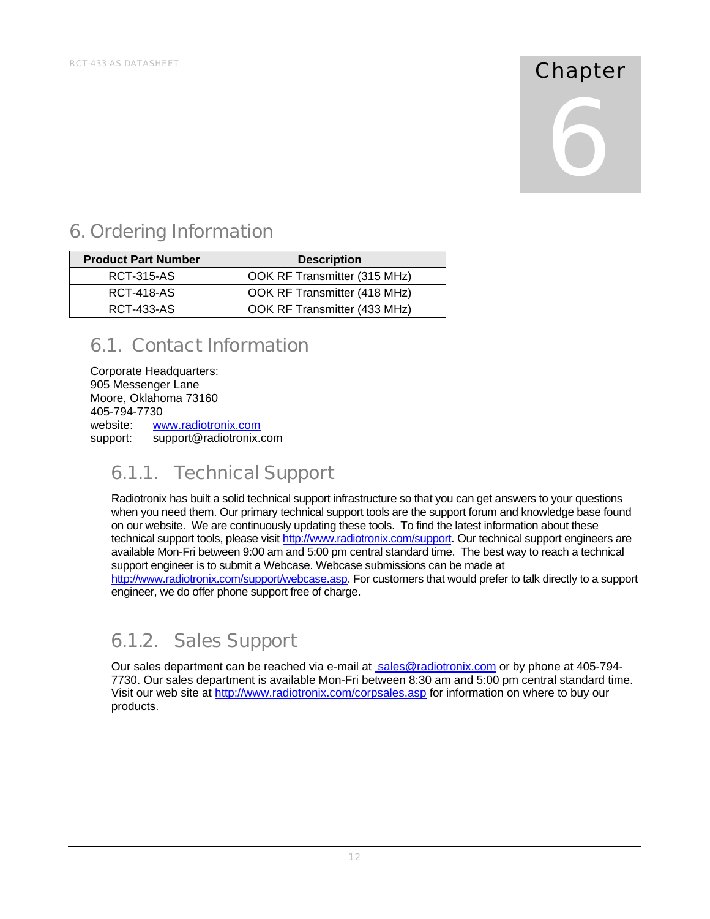Chapter 6

# 6. Ordering Information

| Product Part Number | Description |
| --- | --- |
| RCT-315-AS | OOK RF Transmitter (315 MHz) |
| RCT-418-AS | OOK RF Transmitter (418 MHz) |
| RCT-433-AS | OOK RF Transmitter (433 MHz) |

## 6.1. Contact Information

Corporate Headquarters:
905 Messenger Lane
Moore, Oklahoma 73160
405-794-7730
website: www.radiotronix.com
support: support@radiotronix.com

### 6.1.1. Technical Support

Radiotronix has built a solid technical support infrastructure so that you can get answers to your questions when you need them. Our primary technical support tools are the support forum and knowledge base found on our website. We are continuously updating these tools. To find the latest information about these technical support tools, please visit http://www.radiotronix.com/support. Our technical support engineers are available Mon-Fri between 9:00 am and 5:00 pm central standard time. The best way to reach a technical support engineer is to submit a Webcase. Webcase submissions can be made at http://www.radiotronix.com/support/webcase.asp. For customers that would prefer to talk directly to a support engineer, we do offer phone support free of charge.

### 6.1.2. Sales Support

Our sales department can be reached via e-mail at sales@radiotronix.com or by phone at 405-794-7730. Our sales department is available Mon-Fri between 8:30 am and 5:00 pm central standard time. Visit our web site at http://www.radiotronix.com/corpsales.asp for information on where to buy our products.